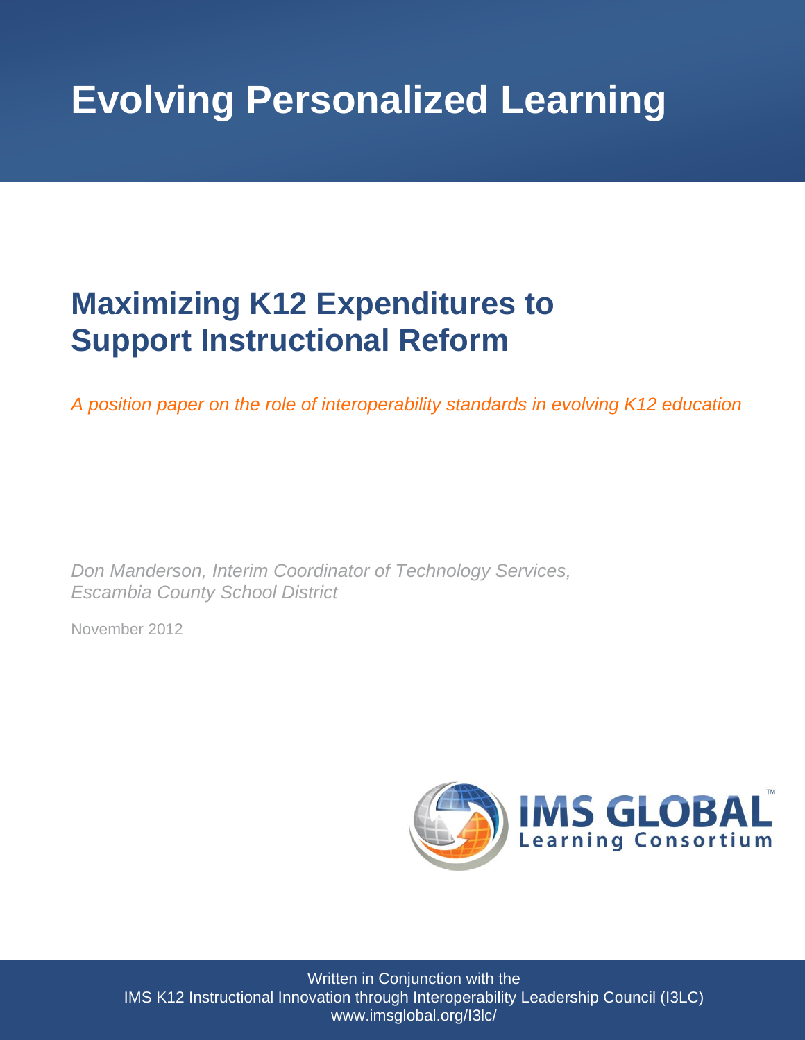# Evolving Personalized Learning

## Maximizing K12 Expenditures to Support Instructional Reform

*A position paper on the role of interoperability standards in evolving K12 education*

*Don Manderson, Interim Coordinator of Technology Services, Escambia County School District*

November 2012

IMS GLOBAL Learning Consortium

Written in Conjunction with the
IMS K12 Instructional Innovation through Interoperability Leadership Council (I3LC)
www.imsglobal.org/I3lc/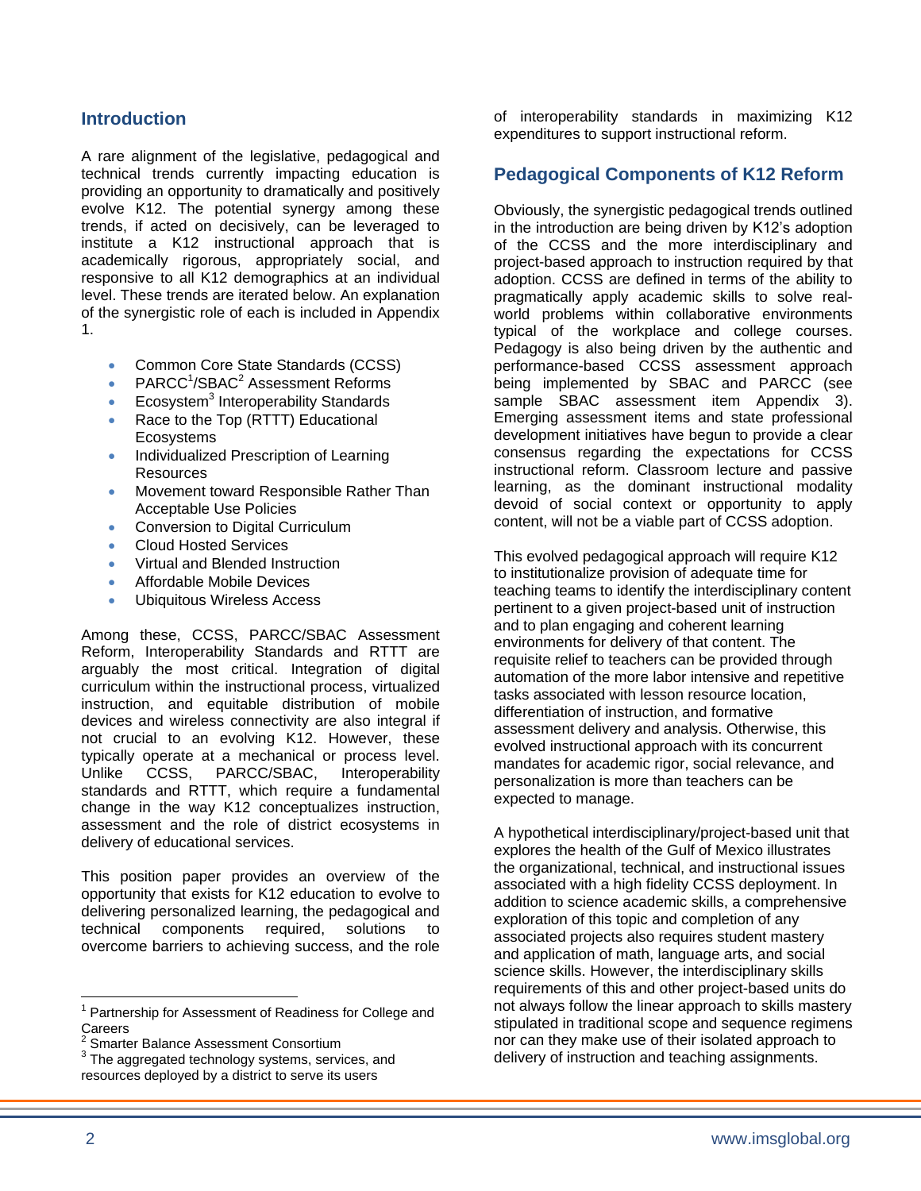## Introduction

A rare alignment of the legislative, pedagogical and technical trends currently impacting education is providing an opportunity to dramatically and positively evolve K12. The potential synergy among these trends, if acted on decisively, can be leveraged to institute a K12 instructional approach that is academically rigorous, appropriately social, and responsive to all K12 demographics at an individual level. These trends are iterated below. An explanation of the synergistic role of each is included in Appendix 1.

- Common Core State Standards (CCSS)
- PARCC[1]/SBAC[2] Assessment Reforms
- Ecosystem[3] Interoperability Standards
- Race to the Top (RTTT) Educational Ecosystems
- Individualized Prescription of Learning Resources
- Movement toward Responsible Rather Than Acceptable Use Policies
- Conversion to Digital Curriculum
- Cloud Hosted Services
- Virtual and Blended Instruction
- Affordable Mobile Devices
- Ubiquitous Wireless Access

Among these, CCSS, PARCC/SBAC Assessment Reform, Interoperability Standards and RTTT are arguably the most critical. Integration of digital curriculum within the instructional process, virtualized instruction, and equitable distribution of mobile devices and wireless connectivity are also integral if not crucial to an evolving K12. However, these typically operate at a mechanical or process level. Unlike CCSS, PARCC/SBAC, Interoperability standards and RTTT, which require a fundamental change in the way K12 conceptualizes instruction, assessment and the role of district ecosystems in delivery of educational services.

This position paper provides an overview of the opportunity that exists for K12 education to evolve to delivering personalized learning, the pedagogical and technical components required, solutions to overcome barriers to achieving success, and the role of interoperability standards in maximizing K12 expenditures to support instructional reform.

## Pedagogical Components of K12 Reform

Obviously, the synergistic pedagogical trends outlined in the introduction are being driven by K12's adoption of the CCSS and the more interdisciplinary and project-based approach to instruction required by that adoption. CCSS are defined in terms of the ability to pragmatically apply academic skills to solve real-world problems within collaborative environments typical of the workplace and college courses. Pedagogy is also being driven by the authentic and performance-based CCSS assessment approach being implemented by SBAC and PARCC (see sample SBAC assessment item Appendix 3). Emerging assessment items and state professional development initiatives have begun to provide a clear consensus regarding the expectations for CCSS instructional reform. Classroom lecture and passive learning, as the dominant instructional modality devoid of social context or opportunity to apply content, will not be a viable part of CCSS adoption.

This evolved pedagogical approach will require K12 to institutionalize provision of adequate time for teaching teams to identify the interdisciplinary content pertinent to a given project-based unit of instruction and to plan engaging and coherent learning environments for delivery of that content. The requisite relief to teachers can be provided through automation of the more labor intensive and repetitive tasks associated with lesson resource location, differentiation of instruction, and formative assessment delivery and analysis. Otherwise, this evolved instructional approach with its concurrent mandates for academic rigor, social relevance, and personalization is more than teachers can be expected to manage.

A hypothetical interdisciplinary/project-based unit that explores the health of the Gulf of Mexico illustrates the organizational, technical, and instructional issues associated with a high fidelity CCSS deployment. In addition to science academic skills, a comprehensive exploration of this topic and completion of any associated projects also requires student mastery and application of math, language arts, and social science skills. However, the interdisciplinary skills requirements of this and other project-based units do not always follow the linear approach to skills mastery stipulated in traditional scope and sequence regimens nor can they make use of their isolated approach to delivery of instruction and teaching assignments.

---

[1] Partnership for Assessment of Readiness for College and Careers

[2] Smarter Balance Assessment Consortium

[3] The aggregated technology systems, services, and resources deployed by a district to serve its users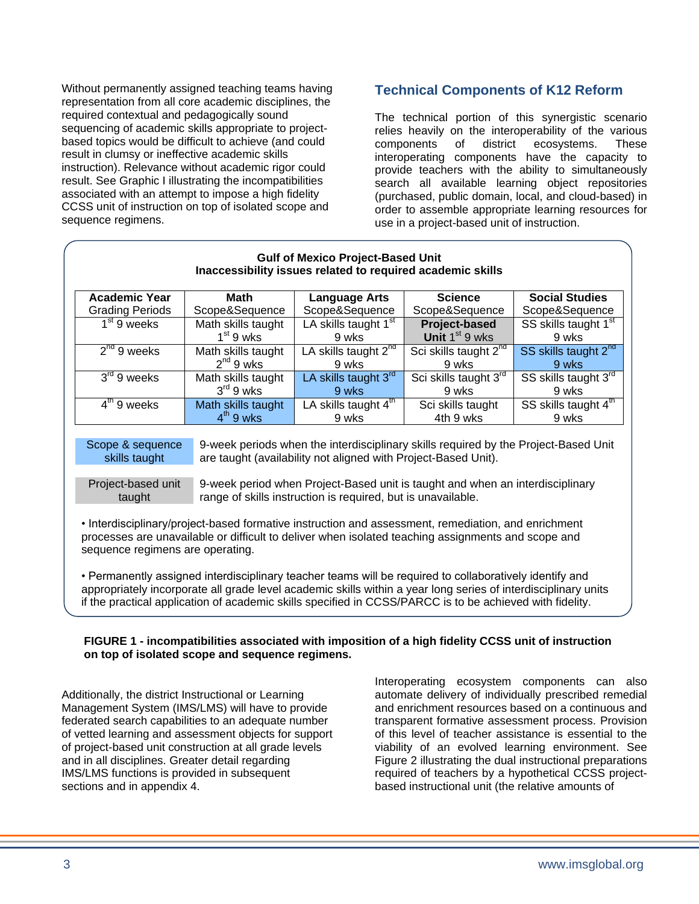Without permanently assigned teaching teams having representation from all core academic disciplines, the required contextual and pedagogically sound sequencing of academic skills appropriate to project-based topics would be difficult to achieve (and could result in clumsy or ineffective academic skills instruction). Relevance without academic rigor could result. See Graphic I illustrating the incompatibilities associated with an attempt to impose a high fidelity CCSS unit of instruction on top of isolated scope and sequence regimens.

## Technical Components of K12 Reform

The technical portion of this synergistic scenario relies heavily on the interoperability of the various components of district ecosystems. These interoperating components have the capacity to provide teachers with the ability to simultaneously search all available learning object repositories (purchased, public domain, local, and cloud-based) in order to assemble appropriate learning resources for use in a project-based unit of instruction.

**Gulf of Mexico Project-Based Unit**
**Inaccessibility issues related to required academic skills**

| **Academic Year** Grading Periods | **Math** Scope&Sequence | **Language Arts** Scope&Sequence | **Science** Scope&Sequence | **Social Studies** Scope&Sequence |
|---|---|---|---|---|
| 1st 9 weeks | Math skills taught 1st 9 wks | LA skills taught 1st 9 wks | **Project-based Unit** 1st 9 wks | SS skills taught 1st 9 wks |
| 2nd 9 weeks | Math skills taught 2nd 9 wks | LA skills taught 2nd 9 wks | Sci skills taught 2nd 9 wks | SS skills taught 2nd 9 wks |
| 3rd 9 weeks | Math skills taught 3rd 9 wks | LA skills taught 3rd 9 wks | Sci skills taught 3rd 9 wks | SS skills taught 3rd 9 wks |
| 4th 9 weeks | Math skills taught 4th 9 wks | LA skills taught 4th 9 wks | Sci skills taught 4th 9 wks | SS skills taught 4th 9 wks |

| | |
|---|---|
| Scope & sequence skills taught | 9-week periods when the interdisciplinary skills required by the Project-Based Unit are taught (availability not aligned with Project-Based Unit). |
| Project-based unit taught | 9-week period when Project-Based unit is taught and when an interdisciplinary range of skills instruction is required, but is unavailable. |

• Interdisciplinary/project-based formative instruction and assessment, remediation, and enrichment processes are unavailable or difficult to deliver when isolated teaching assignments and scope and sequence regimens are operating.

• Permanently assigned interdisciplinary teacher teams will be required to collaboratively identify and appropriately incorporate all grade level academic skills within a year long series of interdisciplinary units if the practical application of academic skills specified in CCSS/PARCC is to be achieved with fidelity.

**FIGURE 1 - incompatibilities associated with imposition of a high fidelity CCSS unit of instruction on top of isolated scope and sequence regimens.**

Additionally, the district Instructional or Learning Management System (IMS/LMS) will have to provide federated search capabilities to an adequate number of vetted learning and assessment objects for support of project-based unit construction at all grade levels and in all disciplines. Greater detail regarding IMS/LMS functions is provided in subsequent sections and in appendix 4.

Interoperating ecosystem components can also automate delivery of individually prescribed remedial and enrichment resources based on a continuous and transparent formative assessment process. Provision of this level of teacher assistance is essential to the viability of an evolved learning environment. See Figure 2 illustrating the dual instructional preparations required of teachers by a hypothetical CCSS project-based instructional unit (the relative amounts of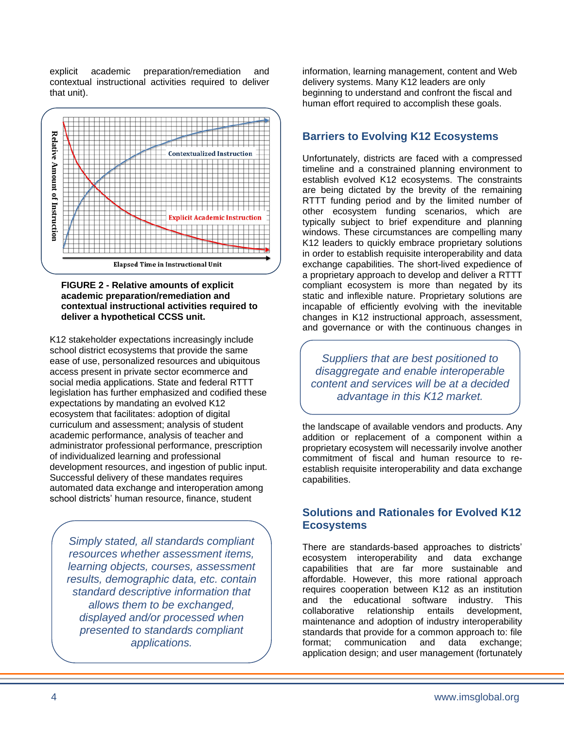explicit academic preparation/remediation and contextual instructional activities required to deliver that unit).

FIGURE 2 - Relative amounts of explicit academic preparation/remediation and contextual instructional activities required to deliver a hypothetical CCSS unit.

K12 stakeholder expectations increasingly include school district ecosystems that provide the same ease of use, personalized resources and ubiquitous access present in private sector ecommerce and social media applications. State and federal RTTT legislation has further emphasized and codified these expectations by mandating an evolved K12 ecosystem that facilitates: adoption of digital curriculum and assessment; analysis of student academic performance, analysis of teacher and administrator professional performance, prescription of individualized learning and professional development resources, and ingestion of public input. Successful delivery of these mandates requires automated data exchange and interoperation among school districts' human resource, finance, student information, learning management, content and Web delivery systems. Many K12 leaders are only beginning to understand and confront the fiscal and human effort required to accomplish these goals.

*Simply stated, all standards compliant resources whether assessment items, learning objects, courses, assessment results, demographic data, etc. contain standard descriptive information that allows them to be exchanged, displayed and/or processed when presented to standards compliant applications.*

## Barriers to Evolving K12 Ecosystems

Unfortunately, districts are faced with a compressed timeline and a constrained planning environment to establish evolved K12 ecosystems. The constraints are being dictated by the brevity of the remaining RTTT funding period and by the limited number of other ecosystem funding scenarios, which are typically subject to brief expenditure and planning windows. These circumstances are compelling many K12 leaders to quickly embrace proprietary solutions in order to establish requisite interoperability and data exchange capabilities. The short-lived expedience of a proprietary approach to develop and deliver a RTTT compliant ecosystem is more than negated by its static and inflexible nature. Proprietary solutions are incapable of efficiently evolving with the inevitable changes in K12 instructional approach, assessment, and governance or with the continuous changes in the landscape of available vendors and products. Any addition or replacement of a component within a proprietary ecosystem will necessarily involve another commitment of fiscal and human resource to re-establish requisite interoperability and data exchange capabilities.

*Suppliers that are best positioned to disaggregate and enable interoperable content and services will be at a decided advantage in this K12 market.*

## Solutions and Rationales for Evolved K12 Ecosystems

There are standards-based approaches to districts' ecosystem interoperability and data exchange capabilities that are far more sustainable and affordable. However, this more rational approach requires cooperation between K12 as an institution and the educational software industry. This collaborative relationship entails development, maintenance and adoption of industry interoperability standards that provide for a common approach to: file format; communication and data exchange; application design; and user management (fortunately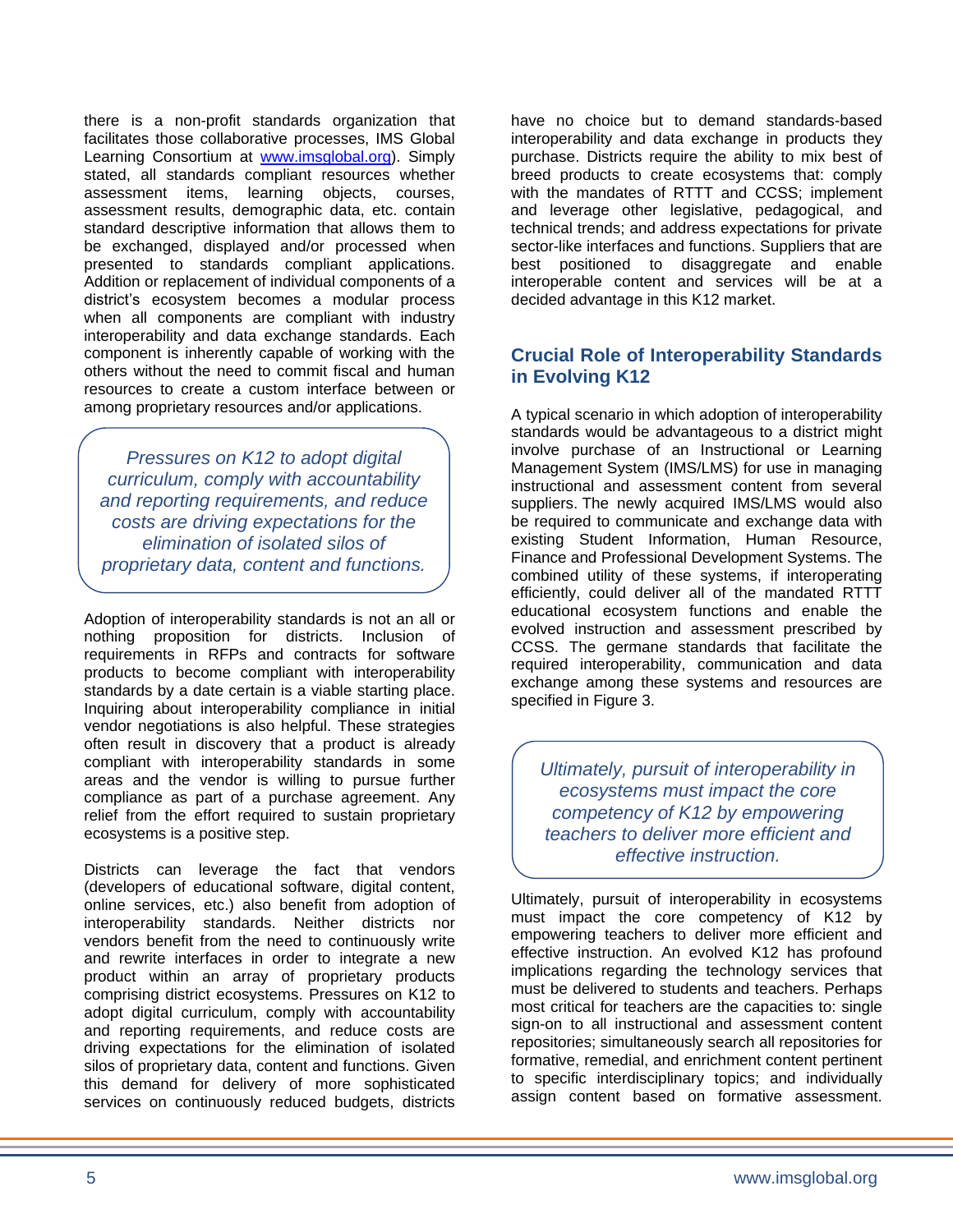there is a non-profit standards organization that facilitates those collaborative processes, IMS Global Learning Consortium at [www.imsglobal.org](http://www.imsglobal.org)). Simply stated, all standards compliant resources whether assessment items, learning objects, courses, assessment results, demographic data, etc. contain standard descriptive information that allows them to be exchanged, displayed and/or processed when presented to standards compliant applications. Addition or replacement of individual components of a district's ecosystem becomes a modular process when all components are compliant with industry interoperability and data exchange standards. Each component is inherently capable of working with the others without the need to commit fiscal and human resources to create a custom interface between or among proprietary resources and/or applications.

> *Pressures on K12 to adopt digital curriculum, comply with accountability and reporting requirements, and reduce costs are driving expectations for the elimination of isolated silos of proprietary data, content and functions.*

Adoption of interoperability standards is not an all or nothing proposition for districts. Inclusion of requirements in RFPs and contracts for software products to become compliant with interoperability standards by a date certain is a viable starting place. Inquiring about interoperability compliance in initial vendor negotiations is also helpful. These strategies often result in discovery that a product is already compliant with interoperability standards in some areas and the vendor is willing to pursue further compliance as part of a purchase agreement. Any relief from the effort required to sustain proprietary ecosystems is a positive step.

Districts can leverage the fact that vendors (developers of educational software, digital content, online services, etc.) also benefit from adoption of interoperability standards. Neither districts nor vendors benefit from the need to continuously write and rewrite interfaces in order to integrate a new product within an array of proprietary products comprising district ecosystems. Pressures on K12 to adopt digital curriculum, comply with accountability and reporting requirements, and reduce costs are driving expectations for the elimination of isolated silos of proprietary data, content and functions. Given this demand for delivery of more sophisticated services on continuously reduced budgets, districts have no choice but to demand standards-based interoperability and data exchange in products they purchase. Districts require the ability to mix best of breed products to create ecosystems that: comply with the mandates of RTTT and CCSS; implement and leverage other legislative, pedagogical, and technical trends; and address expectations for private sector-like interfaces and functions. Suppliers that are best positioned to disaggregate and enable interoperable content and services will be at a decided advantage in this K12 market.

## Crucial Role of Interoperability Standards in Evolving K12

A typical scenario in which adoption of interoperability standards would be advantageous to a district might involve purchase of an Instructional or Learning Management System (IMS/LMS) for use in managing instructional and assessment content from several suppliers. The newly acquired IMS/LMS would also be required to communicate and exchange data with existing Student Information, Human Resource, Finance and Professional Development Systems. The combined utility of these systems, if interoperating efficiently, could deliver all of the mandated RTTT educational ecosystem functions and enable the evolved instruction and assessment prescribed by CCSS. The germane standards that facilitate the required interoperability, communication and data exchange among these systems and resources are specified in Figure 3.

> *Ultimately, pursuit of interoperability in ecosystems must impact the core competency of K12 by empowering teachers to deliver more efficient and effective instruction.*

Ultimately, pursuit of interoperability in ecosystems must impact the core competency of K12 by empowering teachers to deliver more efficient and effective instruction. An evolved K12 has profound implications regarding the technology services that must be delivered to students and teachers. Perhaps most critical for teachers are the capacities to: single sign-on to all instructional and assessment content repositories; simultaneously search all repositories for formative, remedial, and enrichment content pertinent to specific interdisciplinary topics; and individually assign content based on formative assessment.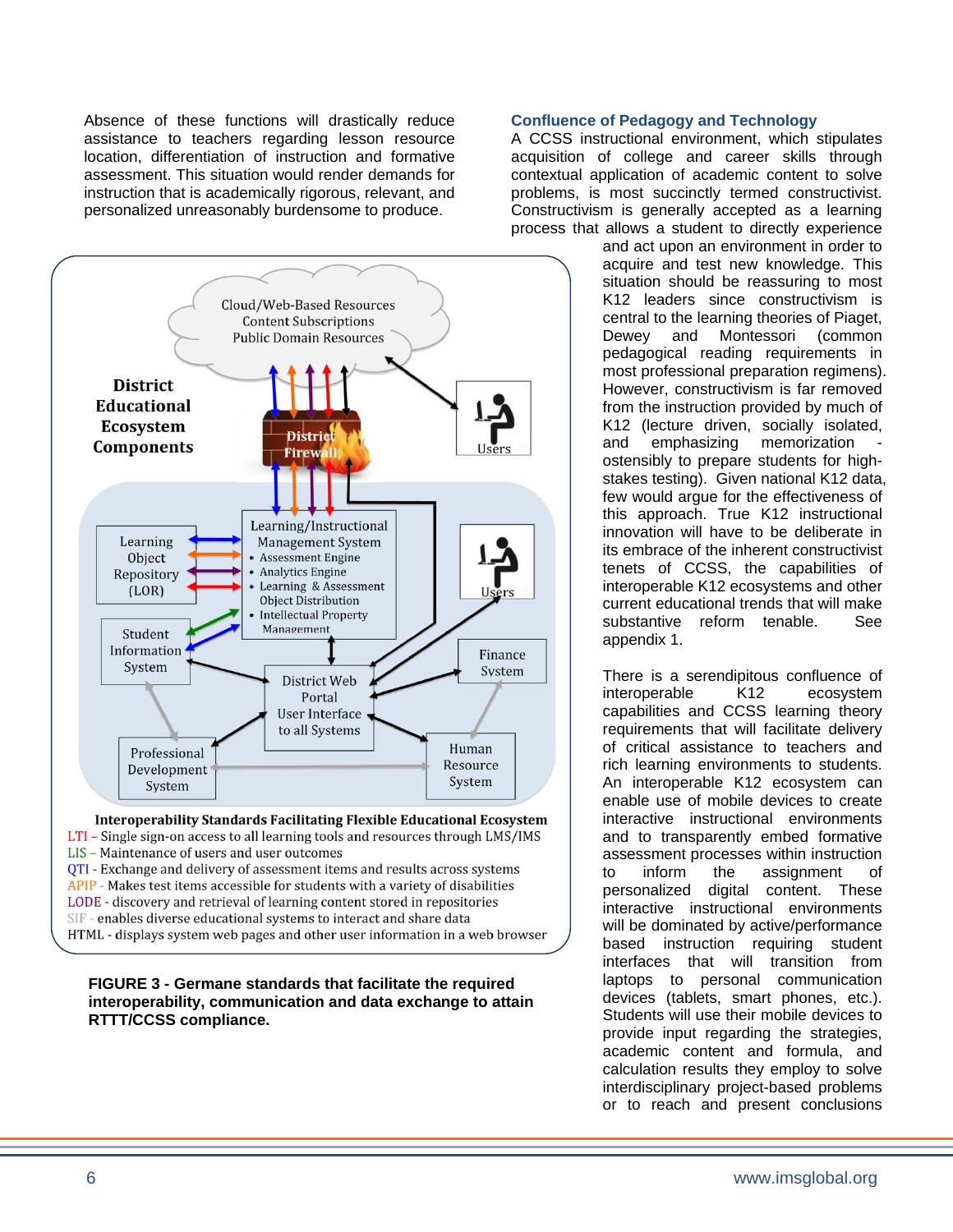Absence of these functions will drastically reduce assistance to teachers regarding lesson resource location, differentiation of instruction and formative assessment. This situation would render demands for instruction that is academically rigorous, relevant, and personalized unreasonably burdensome to produce.

**Interoperability Standards Facilitating Flexible Educational Ecosystem**

- LTI – Single sign-on access to all learning tools and resources through LMS/IMS
- LIS – Maintenance of users and user outcomes
- QTI - Exchange and delivery of assessment items and results across systems
- APIP - Makes test items accessible for students with a variety of disabilities
- LODE - discovery and retrieval of learning content stored in repositories
- SIF - enables diverse educational systems to interact and share data
- HTML - displays system web pages and other user information in a web browser

**FIGURE 3 - Germane standards that facilitate the required interoperability, communication and data exchange to attain RTTT/CCSS compliance.**

## Confluence of Pedagogy and Technology

A CCSS instructional environment, which stipulates acquisition of college and career skills through contextual application of academic content to solve problems, is most succinctly termed constructivist. Constructivism is generally accepted as a learning process that allows a student to directly experience and act upon an environment in order to acquire and test new knowledge. This situation should be reassuring to most K12 leaders since constructivism is central to the learning theories of Piaget, Dewey and Montessori (common pedagogical reading requirements in most professional preparation regimens). However, constructivism is far removed from the instruction provided by much of K12 (lecture driven, socially isolated, and emphasizing memorization - ostensibly to prepare students for high-stakes testing). Given national K12 data, few would argue for the effectiveness of this approach. True K12 instructional innovation will have to be deliberate in its embrace of the inherent constructivist tenets of CCSS, the capabilities of interoperable K12 ecosystems and other current educational trends that will make substantive reform tenable. See appendix 1.

There is a serendipitous confluence of interoperable K12 ecosystem capabilities and CCSS learning theory requirements that will facilitate delivery of critical assistance to teachers and rich learning environments to students. An interoperable K12 ecosystem can enable use of mobile devices to create interactive instructional environments and to transparently embed formative assessment processes within instruction to inform the assignment of personalized digital content. These interactive instructional environments will be dominated by active/performance based instruction requiring student interfaces that will transition from laptops to personal communication devices (tablets, smart phones, etc.). Students will use their mobile devices to provide input regarding the strategies, academic content and formula, and calculation results they employ to solve interdisciplinary project-based problems or to reach and present conclusions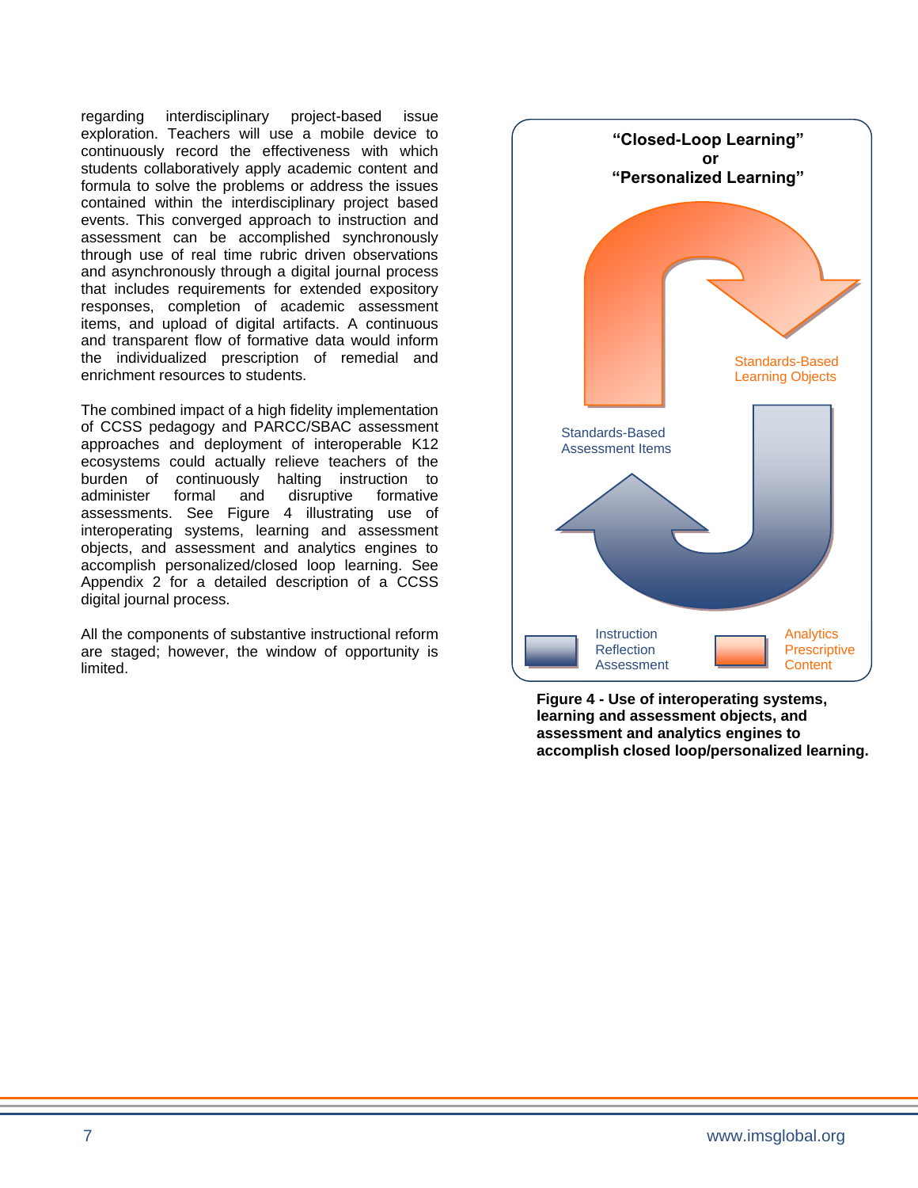regarding interdisciplinary project-based issue exploration. Teachers will use a mobile device to continuously record the effectiveness with which students collaboratively apply academic content and formula to solve the problems or address the issues contained within the interdisciplinary project based events. This converged approach to instruction and assessment can be accomplished synchronously through use of real time rubric driven observations and asynchronously through a digital journal process that includes requirements for extended expository responses, completion of academic assessment items, and upload of digital artifacts. A continuous and transparent flow of formative data would inform the individualized prescription of remedial and enrichment resources to students.

The combined impact of a high fidelity implementation of CCSS pedagogy and PARCC/SBAC assessment approaches and deployment of interoperable K12 ecosystems could actually relieve teachers of the burden of continuously halting instruction to administer formal and disruptive formative assessments. See Figure 4 illustrating use of interoperating systems, learning and assessment objects, and assessment and analytics engines to accomplish personalized/closed loop learning. See Appendix 2 for a detailed description of a CCSS digital journal process.

All the components of substantive instructional reform are staged; however, the window of opportunity is limited.

**"Closed-Loop Learning"**
**or**
**"Personalized Learning"**

Standards-Based Learning Objects

Standards-Based Assessment Items

Instruction
Reflection
Assessment

Analytics
Prescriptive
Content

**Figure 4 - Use of interoperating systems, learning and assessment objects, and assessment and analytics engines to accomplish closed loop/personalized learning.**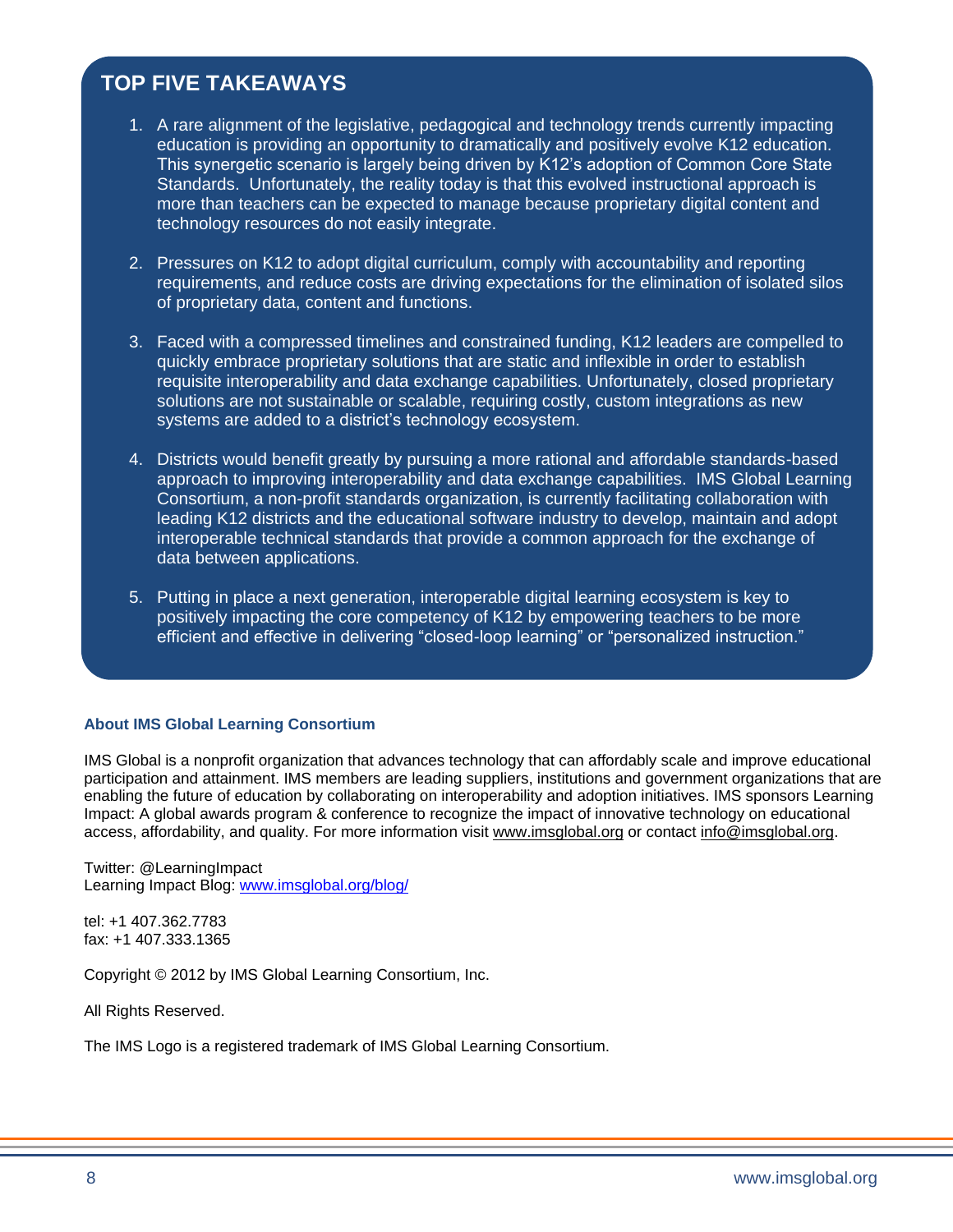## TOP FIVE TAKEAWAYS

1. A rare alignment of the legislative, pedagogical and technology trends currently impacting education is providing an opportunity to dramatically and positively evolve K12 education. This synergetic scenario is largely being driven by K12's adoption of Common Core State Standards. Unfortunately, the reality today is that this evolved instructional approach is more than teachers can be expected to manage because proprietary digital content and technology resources do not easily integrate.

2. Pressures on K12 to adopt digital curriculum, comply with accountability and reporting requirements, and reduce costs are driving expectations for the elimination of isolated silos of proprietary data, content and functions.

3. Faced with a compressed timelines and constrained funding, K12 leaders are compelled to quickly embrace proprietary solutions that are static and inflexible in order to establish requisite interoperability and data exchange capabilities. Unfortunately, closed proprietary solutions are not sustainable or scalable, requiring costly, custom integrations as new systems are added to a district's technology ecosystem.

4. Districts would benefit greatly by pursuing a more rational and affordable standards-based approach to improving interoperability and data exchange capabilities. IMS Global Learning Consortium, a non-profit standards organization, is currently facilitating collaboration with leading K12 districts and the educational software industry to develop, maintain and adopt interoperable technical standards that provide a common approach for the exchange of data between applications.

5. Putting in place a next generation, interoperable digital learning ecosystem is key to positively impacting the core competency of K12 by empowering teachers to be more efficient and effective in delivering "closed-loop learning" or "personalized instruction."

### About IMS Global Learning Consortium

IMS Global is a nonprofit organization that advances technology that can affordably scale and improve educational participation and attainment. IMS members are leading suppliers, institutions and government organizations that are enabling the future of education by collaborating on interoperability and adoption initiatives. IMS sponsors Learning Impact: A global awards program & conference to recognize the impact of innovative technology on educational access, affordability, and quality. For more information visit www.imsglobal.org or contact info@imsglobal.org.

Twitter: @LearningImpact
Learning Impact Blog: www.imsglobal.org/blog/

tel: +1 407.362.7783
fax: +1 407.333.1365

Copyright © 2012 by IMS Global Learning Consortium, Inc.

All Rights Reserved.

The IMS Logo is a registered trademark of IMS Global Learning Consortium.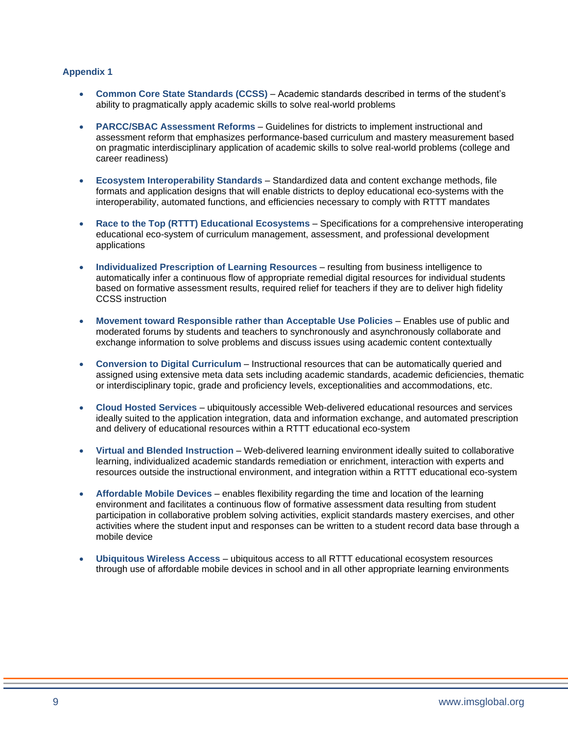## Appendix 1

- **Common Core State Standards (CCSS)** – Academic standards described in terms of the student's ability to pragmatically apply academic skills to solve real-world problems

- **PARCC/SBAC Assessment Reforms** – Guidelines for districts to implement instructional and assessment reform that emphasizes performance-based curriculum and mastery measurement based on pragmatic interdisciplinary application of academic skills to solve real-world problems (college and career readiness)

- **Ecosystem Interoperability Standards** – Standardized data and content exchange methods, file formats and application designs that will enable districts to deploy educational eco-systems with the interoperability, automated functions, and efficiencies necessary to comply with RTTT mandates

- **Race to the Top (RTTT) Educational Ecosystems** – Specifications for a comprehensive interoperating educational eco-system of curriculum management, assessment, and professional development applications

- **Individualized Prescription of Learning Resources** – resulting from business intelligence to automatically infer a continuous flow of appropriate remedial digital resources for individual students based on formative assessment results, required relief for teachers if they are to deliver high fidelity CCSS instruction

- **Movement toward Responsible rather than Acceptable Use Policies** – Enables use of public and moderated forums by students and teachers to synchronously and asynchronously collaborate and exchange information to solve problems and discuss issues using academic content contextually

- **Conversion to Digital Curriculum** – Instructional resources that can be automatically queried and assigned using extensive meta data sets including academic standards, academic deficiencies, thematic or interdisciplinary topic, grade and proficiency levels, exceptionalities and accommodations, etc.

- **Cloud Hosted Services** – ubiquitously accessible Web-delivered educational resources and services ideally suited to the application integration, data and information exchange, and automated prescription and delivery of educational resources within a RTTT educational eco-system

- **Virtual and Blended Instruction** – Web-delivered learning environment ideally suited to collaborative learning, individualized academic standards remediation or enrichment, interaction with experts and resources outside the instructional environment, and integration within a RTTT educational eco-system

- **Affordable Mobile Devices** – enables flexibility regarding the time and location of the learning environment and facilitates a continuous flow of formative assessment data resulting from student participation in collaborative problem solving activities, explicit standards mastery exercises, and other activities where the student input and responses can be written to a student record data base through a mobile device

- **Ubiquitous Wireless Access** – ubiquitous access to all RTTT educational ecosystem resources through use of affordable mobile devices in school and in all other appropriate learning environments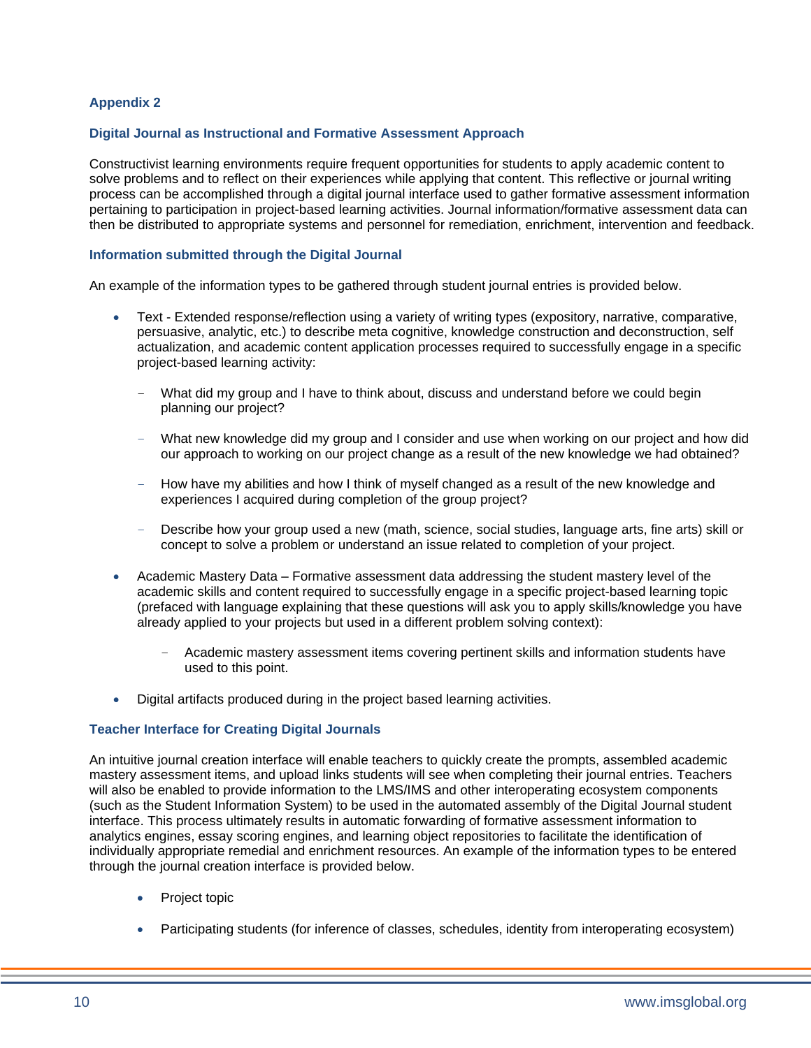## Appendix 2

### Digital Journal as Instructional and Formative Assessment Approach

Constructivist learning environments require frequent opportunities for students to apply academic content to solve problems and to reflect on their experiences while applying that content. This reflective or journal writing process can be accomplished through a digital journal interface used to gather formative assessment information pertaining to participation in project-based learning activities. Journal information/formative assessment data can then be distributed to appropriate systems and personnel for remediation, enrichment, intervention and feedback.

### Information submitted through the Digital Journal

An example of the information types to be gathered through student journal entries is provided below.

- Text - Extended response/reflection using a variety of writing types (expository, narrative, comparative, persuasive, analytic, etc.) to describe meta cognitive, knowledge construction and deconstruction, self actualization, and academic content application processes required to successfully engage in a specific project-based learning activity:
  - What did my group and I have to think about, discuss and understand before we could begin planning our project?
  - What new knowledge did my group and I consider and use when working on our project and how did our approach to working on our project change as a result of the new knowledge we had obtained?
  - How have my abilities and how I think of myself changed as a result of the new knowledge and experiences I acquired during completion of the group project?
  - Describe how your group used a new (math, science, social studies, language arts, fine arts) skill or concept to solve a problem or understand an issue related to completion of your project.
- Academic Mastery Data – Formative assessment data addressing the student mastery level of the academic skills and content required to successfully engage in a specific project-based learning topic (prefaced with language explaining that these questions will ask you to apply skills/knowledge you have already applied to your projects but used in a different problem solving context):
  - Academic mastery assessment items covering pertinent skills and information students have used to this point.
- Digital artifacts produced during in the project based learning activities.

### Teacher Interface for Creating Digital Journals

An intuitive journal creation interface will enable teachers to quickly create the prompts, assembled academic mastery assessment items, and upload links students will see when completing their journal entries. Teachers will also be enabled to provide information to the LMS/IMS and other interoperating ecosystem components (such as the Student Information System) to be used in the automated assembly of the Digital Journal student interface. This process ultimately results in automatic forwarding of formative assessment information to analytics engines, essay scoring engines, and learning object repositories to facilitate the identification of individually appropriate remedial and enrichment resources. An example of the information types to be entered through the journal creation interface is provided below.

- Project topic
- Participating students (for inference of classes, schedules, identity from interoperating ecosystem)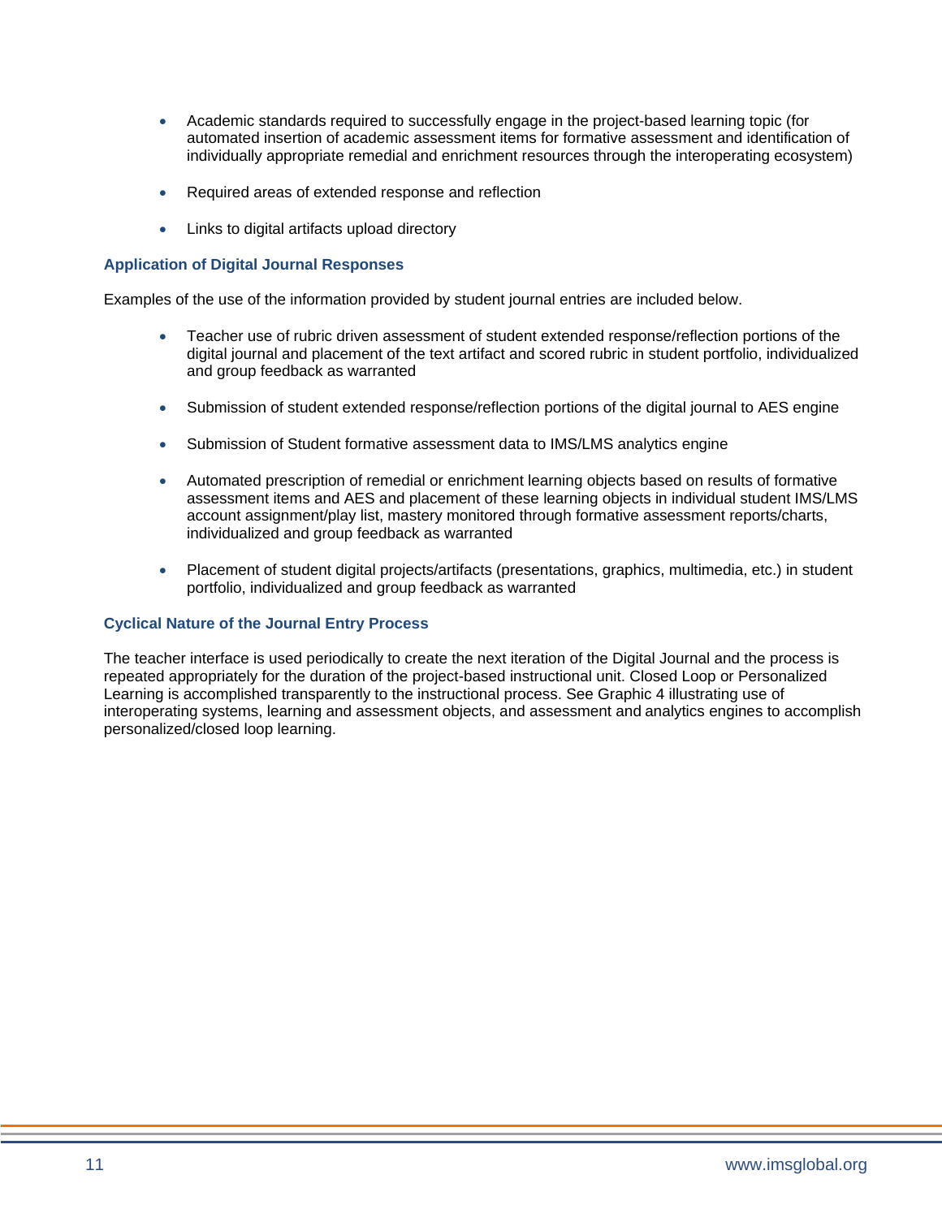- Academic standards required to successfully engage in the project-based learning topic (for automated insertion of academic assessment items for formative assessment and identification of individually appropriate remedial and enrichment resources through the interoperating ecosystem)

- Required areas of extended response and reflection

- Links to digital artifacts upload directory

### Application of Digital Journal Responses

Examples of the use of the information provided by student journal entries are included below.

- Teacher use of rubric driven assessment of student extended response/reflection portions of the digital journal and placement of the text artifact and scored rubric in student portfolio, individualized and group feedback as warranted

- Submission of student extended response/reflection portions of the digital journal to AES engine

- Submission of Student formative assessment data to IMS/LMS analytics engine

- Automated prescription of remedial or enrichment learning objects based on results of formative assessment items and AES and placement of these learning objects in individual student IMS/LMS account assignment/play list, mastery monitored through formative assessment reports/charts, individualized and group feedback as warranted

- Placement of student digital projects/artifacts (presentations, graphics, multimedia, etc.) in student portfolio, individualized and group feedback as warranted

### Cyclical Nature of the Journal Entry Process

The teacher interface is used periodically to create the next iteration of the Digital Journal and the process is repeated appropriately for the duration of the project-based instructional unit. Closed Loop or Personalized Learning is accomplished transparently to the instructional process. See Graphic 4 illustrating use of interoperating systems, learning and assessment objects, and assessment and analytics engines to accomplish personalized/closed loop learning.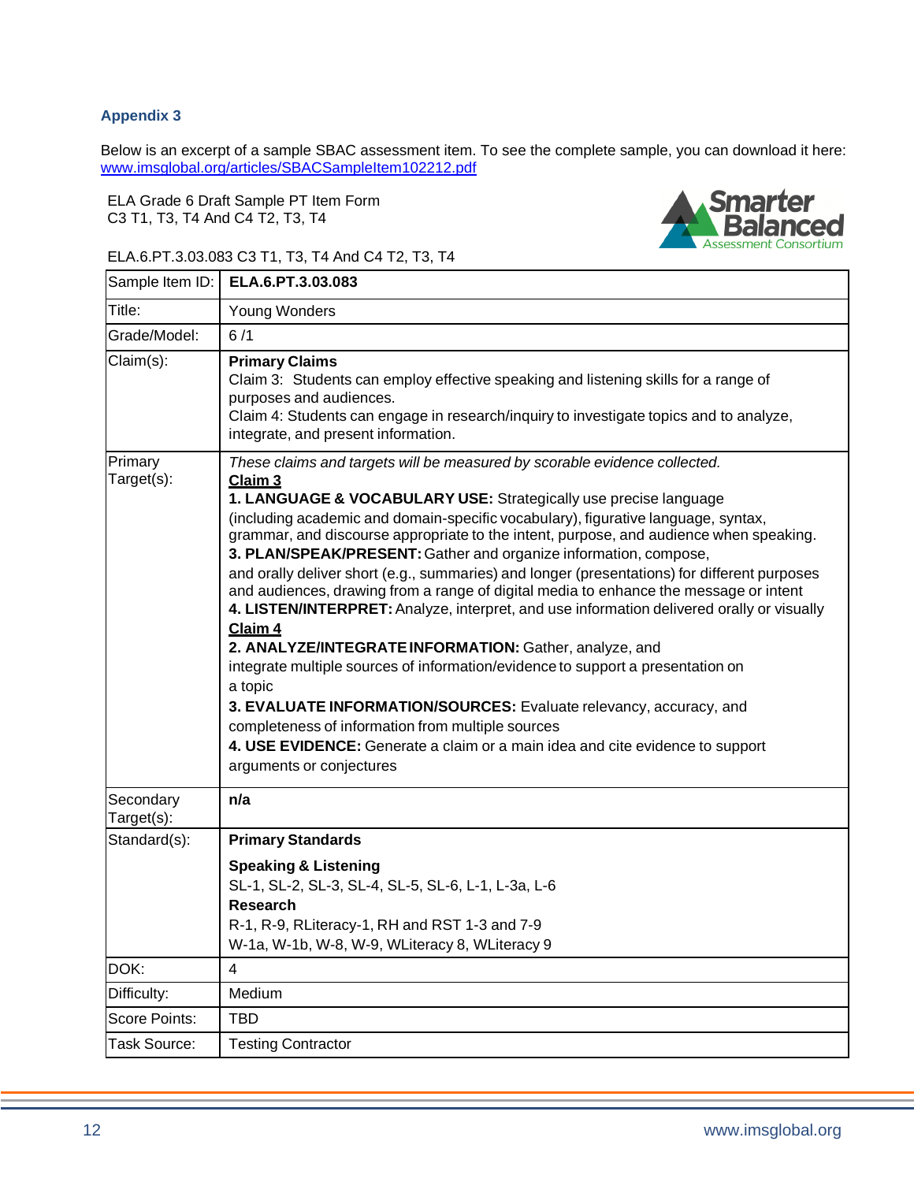### Appendix 3

Below is an excerpt of a sample SBAC assessment item. To see the complete sample, you can download it here: www.imsglobal.org/articles/SBACSampleItem102212.pdf

ELA Grade 6 Draft Sample PT Item Form
C3 T1, T3, T4 And C4 T2, T3, T4

Smarter Balanced Assessment Consortium

ELA.6.PT.3.03.083 C3 T1, T3, T4 And C4 T2, T3, T4

| Sample Item ID: | **ELA.6.PT.3.03.083** |
|---|---|
| Title: | Young Wonders |
| Grade/Model: | 6 /1 |
| Claim(s): | **Primary Claims**<br>Claim 3: Students can employ effective speaking and listening skills for a range of purposes and audiences.<br>Claim 4: Students can engage in research/inquiry to investigate topics and to analyze, integrate, and present information. |
| Primary Target(s): | *These claims and targets will be measured by scorable evidence collected.*<br>**Claim 3**<br>**1. LANGUAGE & VOCABULARY USE:** Strategically use precise language (including academic and domain-specific vocabulary), figurative language, syntax, grammar, and discourse appropriate to the intent, purpose, and audience when speaking.<br>**3. PLAN/SPEAK/PRESENT:** Gather and organize information, compose, and orally deliver short (e.g., summaries) and longer (presentations) for different purposes and audiences, drawing from a range of digital media to enhance the message or intent<br>**4. LISTEN/INTERPRET:** Analyze, interpret, and use information delivered orally or visually<br>**Claim 4**<br>**2. ANALYZE/INTEGRATE INFORMATION:** Gather, analyze, and integrate multiple sources of information/evidence to support a presentation on a topic<br>**3. EVALUATE INFORMATION/SOURCES:** Evaluate relevancy, accuracy, and completeness of information from multiple sources<br>**4. USE EVIDENCE:** Generate a claim or a main idea and cite evidence to support arguments or conjectures |
| Secondary Target(s): | **n/a** |
| Standard(s): | **Primary Standards**<br>**Speaking & Listening**<br>SL-1, SL-2, SL-3, SL-4, SL-5, SL-6, L-1, L-3a, L-6<br>**Research**<br>R-1, R-9, RLiteracy-1, RH and RST 1-3 and 7-9<br>W-1a, W-1b, W-8, W-9, WLiteracy 8, WLiteracy 9 |
| DOK: | 4 |
| Difficulty: | Medium |
| Score Points: | TBD |
| Task Source: | Testing Contractor |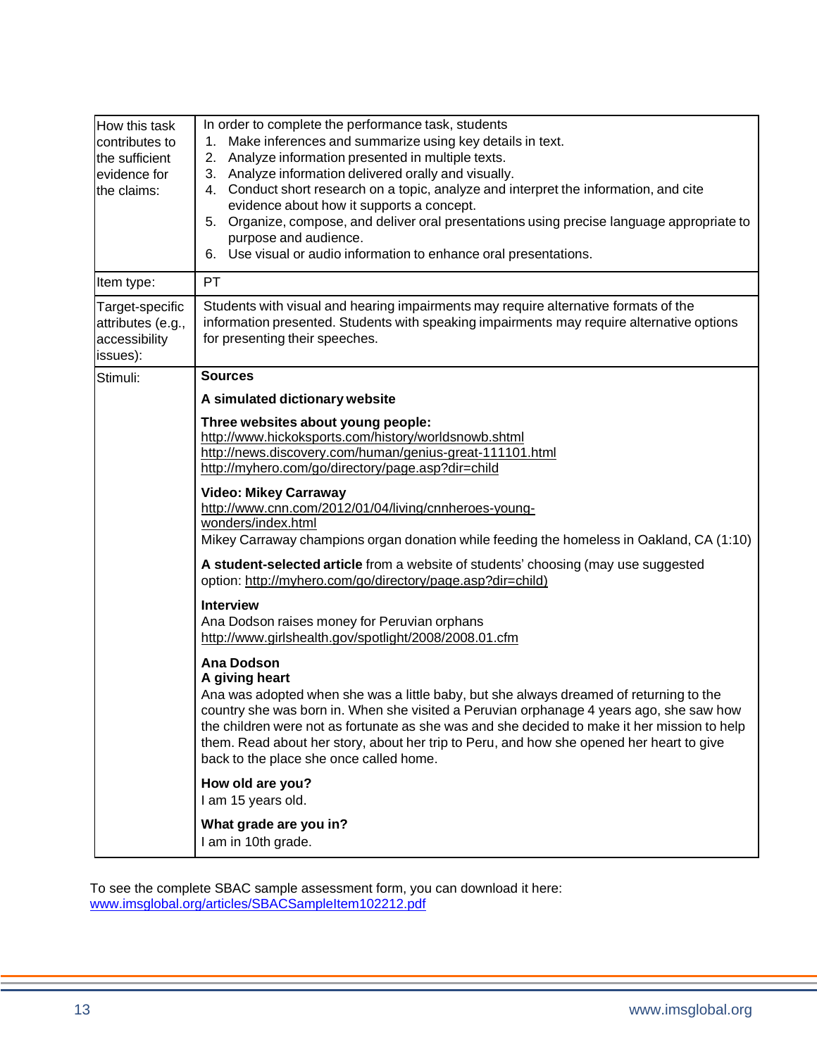| | |
|---|---|
| How this task contributes to the sufficient evidence for the claims: | In order to complete the performance task, students<br>1. Make inferences and summarize using key details in text.<br>2. Analyze information presented in multiple texts.<br>3. Analyze information delivered orally and visually.<br>4. Conduct short research on a topic, analyze and interpret the information, and cite evidence about how it supports a concept.<br>5. Organize, compose, and deliver oral presentations using precise language appropriate to purpose and audience.<br>6. Use visual or audio information to enhance oral presentations. |
| Item type: | PT |
| Target-specific attributes (e.g., accessibility issues): | Students with visual and hearing impairments may require alternative formats of the information presented. Students with speaking impairments may require alternative options for presenting their speeches. |
| Stimuli: | **Sources**<br><br>**A simulated dictionary website**<br><br>**Three websites about young people:**<br>http://www.hickoksports.com/history/worldsnowb.shtml<br>http://news.discovery.com/human/genius-great-111101.html<br>http://myhero.com/go/directory/page.asp?dir=child<br><br>**Video: Mikey Carraway**<br>http://www.cnn.com/2012/01/04/living/cnnheroes-young-wonders/index.html<br>Mikey Carraway champions organ donation while feeding the homeless in Oakland, CA (1:10)<br><br>**A student-selected article** from a website of students' choosing (may use suggested option: http://myhero.com/go/directory/page.asp?dir=child)<br><br>**Interview**<br>Ana Dodson raises money for Peruvian orphans<br>http://www.girlshealth.gov/spotlight/2008/2008.01.cfm<br><br>**Ana Dodson**<br>**A giving heart**<br>Ana was adopted when she was a little baby, but she always dreamed of returning to the country she was born in. When she visited a Peruvian orphanage 4 years ago, she saw how the children were not as fortunate as she was and she decided to make it her mission to help them. Read about her story, about her trip to Peru, and how she opened her heart to give back to the place she once called home.<br><br>**How old are you?**<br>I am 15 years old.<br><br>**What grade are you in?**<br>I am in 10th grade. |

To see the complete SBAC sample assessment form, you can download it here:
www.imsglobal.org/articles/SBACSampleItem102212.pdf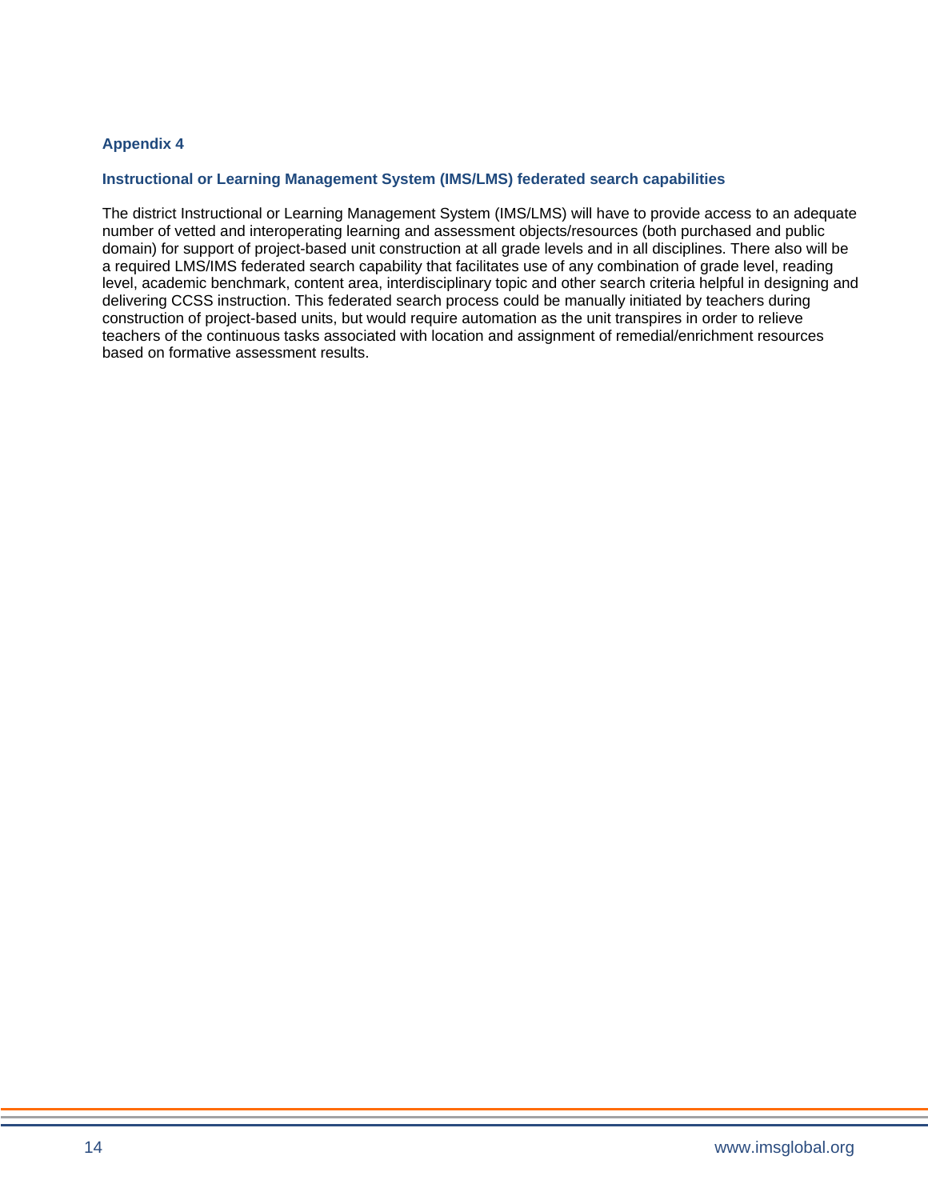## Appendix 4

### Instructional or Learning Management System (IMS/LMS) federated search capabilities

The district Instructional or Learning Management System (IMS/LMS) will have to provide access to an adequate number of vetted and interoperating learning and assessment objects/resources (both purchased and public domain) for support of project-based unit construction at all grade levels and in all disciplines. There also will be a required LMS/IMS federated search capability that facilitates use of any combination of grade level, reading level, academic benchmark, content area, interdisciplinary topic and other search criteria helpful in designing and delivering CCSS instruction. This federated search process could be manually initiated by teachers during construction of project-based units, but would require automation as the unit transpires in order to relieve teachers of the continuous tasks associated with location and assignment of remedial/enrichment resources based on formative assessment results.